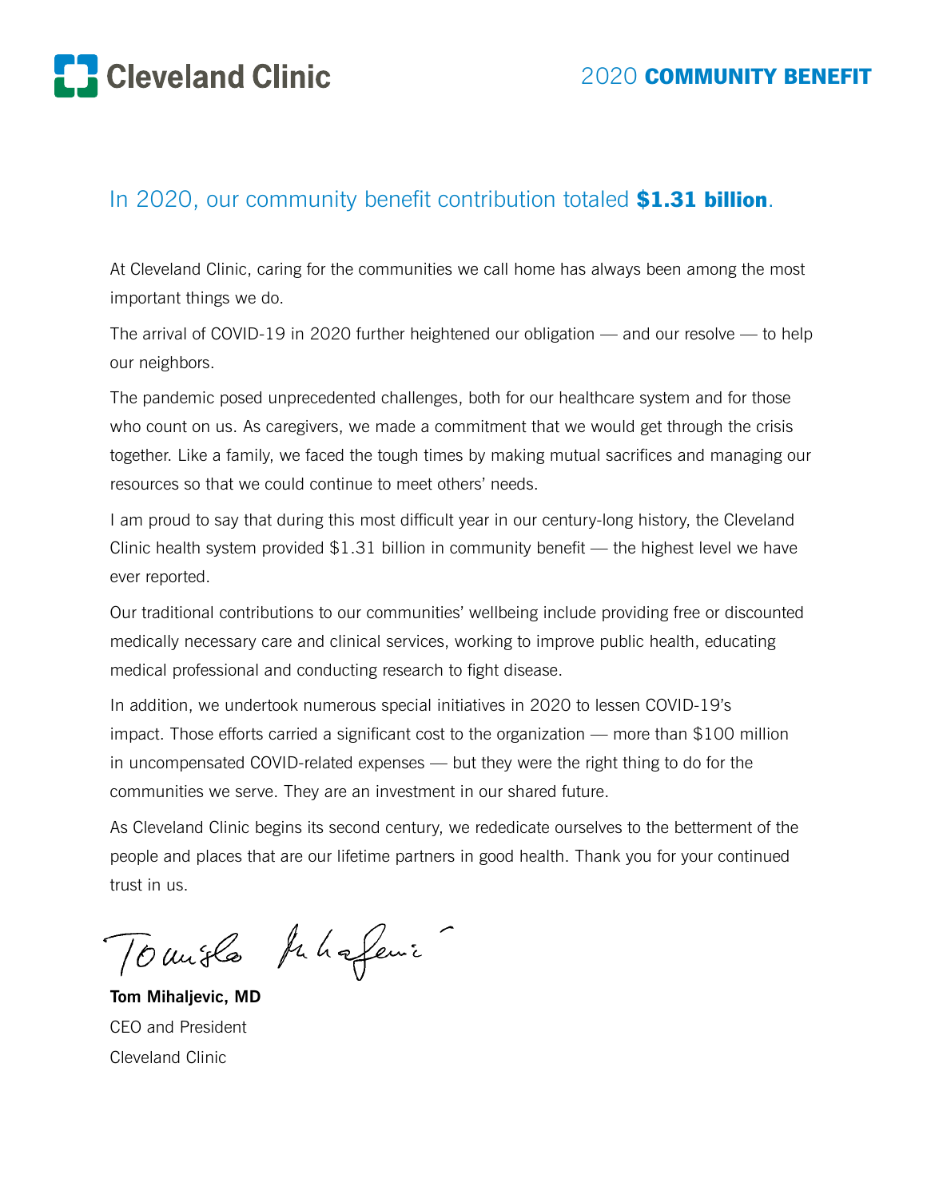Cleveland Clinic

# 2020 **COMMUNITY BENEFIT**

## In 2020, our community benefit contribution totaled **$1.31 billion**.

At Cleveland Clinic, caring for the communities we call home has always been among the most important things we do.

The arrival of COVID-19 in 2020 further heightened our obligation — and our resolve — to help our neighbors.

The pandemic posed unprecedented challenges, both for our healthcare system and for those who count on us. As caregivers, we made a commitment that we would get through the crisis together. Like a family, we faced the tough times by making mutual sacrifices and managing our resources so that we could continue to meet others' needs.

I am proud to say that during this most difficult year in our century-long history, the Cleveland Clinic health system provided $1.31 billion in community benefit — the highest level we have ever reported.

Our traditional contributions to our communities' wellbeing include providing free or discounted medically necessary care and clinical services, working to improve public health, educating medical professional and conducting research to fight disease.

In addition, we undertook numerous special initiatives in 2020 to lessen COVID-19's impact. Those efforts carried a significant cost to the organization — more than $100 million in uncompensated COVID-related expenses — but they were the right thing to do for the communities we serve. They are an investment in our shared future.

As Cleveland Clinic begins its second century, we rededicate ourselves to the betterment of the people and places that are our lifetime partners in good health. Thank you for your continued trust in us.

**Tom Mihaljevic, MD**
CEO and President
Cleveland Clinic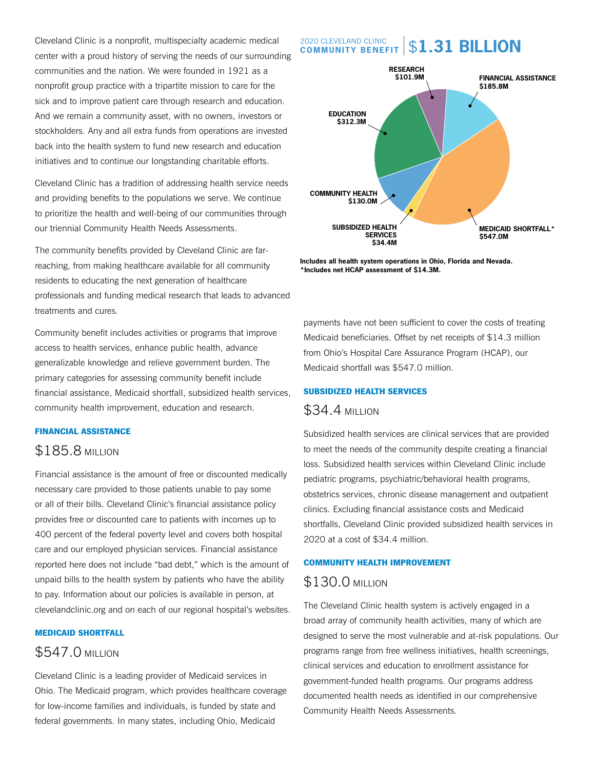Cleveland Clinic is a nonprofit, multispecialty academic medical center with a proud history of serving the needs of our surrounding communities and the nation. We were founded in 1921 as a nonprofit group practice with a tripartite mission to care for the sick and to improve patient care through research and education. And we remain a community asset, with no owners, investors or stockholders. Any and all extra funds from operations are invested back into the health system to fund new research and education initiatives and to continue our longstanding charitable efforts.

Cleveland Clinic has a tradition of addressing health service needs and providing benefits to the populations we serve. We continue to prioritize the health and well-being of our communities through our triennial Community Health Needs Assessments.

The community benefits provided by Cleveland Clinic are far-reaching, from making healthcare available for all community residents to educating the next generation of healthcare professionals and funding medical research that leads to advanced treatments and cures.

Community benefit includes activities or programs that improve access to health services, enhance public health, advance generalizable knowledge and relieve government burden. The primary categories for assessing community benefit include financial assistance, Medicaid shortfall, subsidized health services, community health improvement, education and research.

**2020 CLEVELAND CLINIC COMMUNITY BENEFIT | $1.31 BILLION**

| Category | Amount |
|---|---|
| RESEARCH | $101.9M |
| FINANCIAL ASSISTANCE | $185.8M |
| EDUCATION | $312.3M |
| COMMUNITY HEALTH | $130.0M |
| SUBSIDIZED HEALTH SERVICES | $34.4M |
| MEDICAID SHORTFALL* | $547.0M |

**Includes all health system operations in Ohio, Florida and Nevada.**
**\*Includes net HCAP assessment of $14.3M.**

### FINANCIAL ASSISTANCE

## $185.8 MILLION

Financial assistance is the amount of free or discounted medically necessary care provided to those patients unable to pay some or all of their bills. Cleveland Clinic's financial assistance policy provides free or discounted care to patients with incomes up to 400 percent of the federal poverty level and covers both hospital care and our employed physician services. Financial assistance reported here does not include "bad debt," which is the amount of unpaid bills to the health system by patients who have the ability to pay. Information about our policies is available in person, at clevelandclinic.org and on each of our regional hospital's websites.

### MEDICAID SHORTFALL

## $547.0 MILLION

Cleveland Clinic is a leading provider of Medicaid services in Ohio. The Medicaid program, which provides healthcare coverage for low-income families and individuals, is funded by state and federal governments. In many states, including Ohio, Medicaid payments have not been sufficient to cover the costs of treating Medicaid beneficiaries. Offset by net receipts of $14.3 million from Ohio's Hospital Care Assurance Program (HCAP), our Medicaid shortfall was $547.0 million.

### SUBSIDIZED HEALTH SERVICES

## $34.4 MILLION

Subsidized health services are clinical services that are provided to meet the needs of the community despite creating a financial loss. Subsidized health services within Cleveland Clinic include pediatric programs, psychiatric/behavioral health programs, obstetrics services, chronic disease management and outpatient clinics. Excluding financial assistance costs and Medicaid shortfalls, Cleveland Clinic provided subsidized health services in 2020 at a cost of $34.4 million.

### COMMUNITY HEALTH IMPROVEMENT

## $130.0 MILLION

The Cleveland Clinic health system is actively engaged in a broad array of community health activities, many of which are designed to serve the most vulnerable and at-risk populations. Our programs range from free wellness initiatives, health screenings, clinical services and education to enrollment assistance for government-funded health programs. Our programs address documented health needs as identified in our comprehensive Community Health Needs Assessments.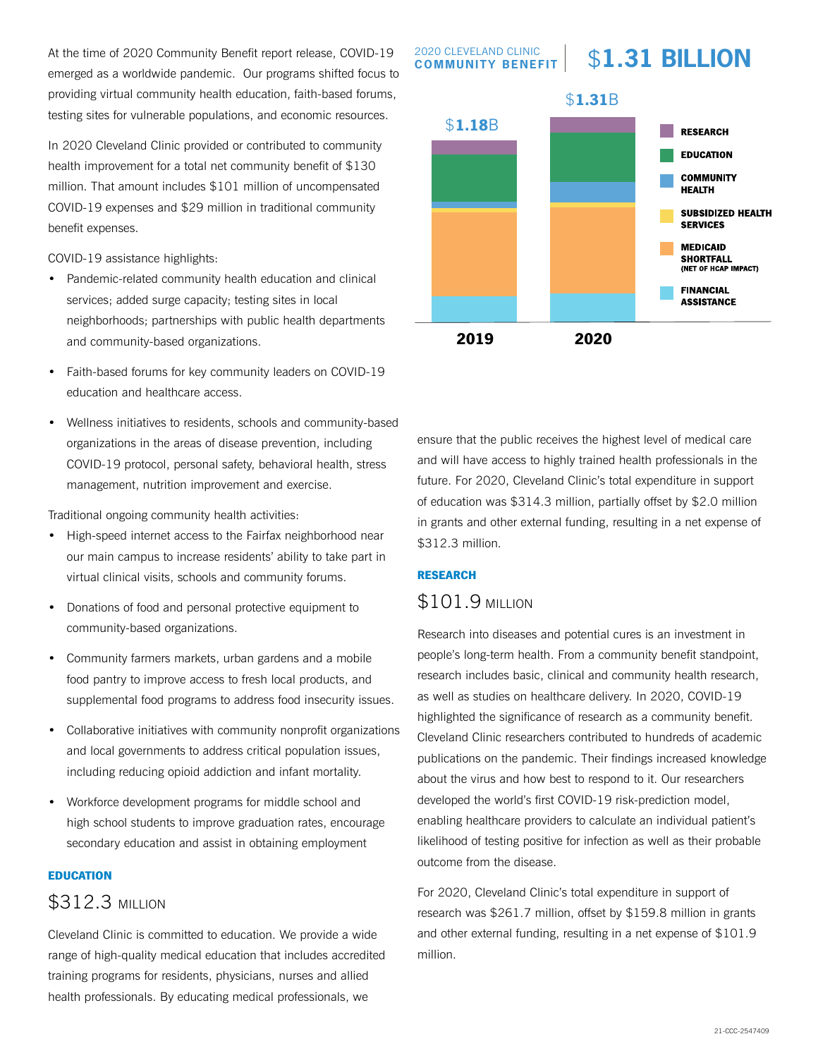At the time of 2020 Community Benefit report release, COVID-19 emerged as a worldwide pandemic. Our programs shifted focus to providing virtual community health education, faith-based forums, testing sites for vulnerable populations, and economic resources.

In 2020 Cleveland Clinic provided or contributed to community health improvement for a total net community benefit of $130 million. That amount includes $101 million of uncompensated COVID-19 expenses and $29 million in traditional community benefit expenses.

COVID-19 assistance highlights:

- Pandemic-related community health education and clinical services; added surge capacity; testing sites in local neighborhoods; partnerships with public health departments and community-based organizations.
- Faith-based forums for key community leaders on COVID-19 education and healthcare access.
- Wellness initiatives to residents, schools and community-based organizations in the areas of disease prevention, including COVID-19 protocol, personal safety, behavioral health, stress management, nutrition improvement and exercise.

Traditional ongoing community health activities:

- High-speed internet access to the Fairfax neighborhood near our main campus to increase residents' ability to take part in virtual clinical visits, schools and community forums.
- Donations of food and personal protective equipment to community-based organizations.
- Community farmers markets, urban gardens and a mobile food pantry to improve access to fresh local products, and supplemental food programs to address food insecurity issues.
- Collaborative initiatives with community nonprofit organizations and local governments to address critical population issues, including reducing opioid addiction and infant mortality.
- Workforce development programs for middle school and high school students to improve graduation rates, encourage secondary education and assist in obtaining employment

## EDUCATION

### $312.3 MILLION

Cleveland Clinic is committed to education. We provide a wide range of high-quality medical education that includes accredited training programs for residents, physicians, nurses and allied health professionals. By educating medical professionals, we ensure that the public receives the highest level of medical care and will have access to highly trained health professionals in the future. For 2020, Cleveland Clinic's total expenditure in support of education was $314.3 million, partially offset by $2.0 million in grants and other external funding, resulting in a net expense of $312.3 million.

2020 CLEVELAND CLINIC **COMMUNITY BENEFIT** | **$1.31 BILLION**

$1.18B
$1.31B
RESEARCH
EDUCATION
COMMUNITY HEALTH
SUBSIDIZED HEALTH SERVICES
MEDICAID SHORTFALL (NET OF HCAP IMPACT)
FINANCIAL ASSISTANCE
2019
2020

## RESEARCH

### $101.9 MILLION

Research into diseases and potential cures is an investment in people's long-term health. From a community benefit standpoint, research includes basic, clinical and community health research, as well as studies on healthcare delivery. In 2020, COVID-19 highlighted the significance of research as a community benefit. Cleveland Clinic researchers contributed to hundreds of academic publications on the pandemic. Their findings increased knowledge about the virus and how best to respond to it. Our researchers developed the world's first COVID-19 risk-prediction model, enabling healthcare providers to calculate an individual patient's likelihood of testing positive for infection as well as their probable outcome from the disease.

For 2020, Cleveland Clinic's total expenditure in support of research was $261.7 million, offset by $159.8 million in grants and other external funding, resulting in a net expense of $101.9 million.

21-CCC-2547409